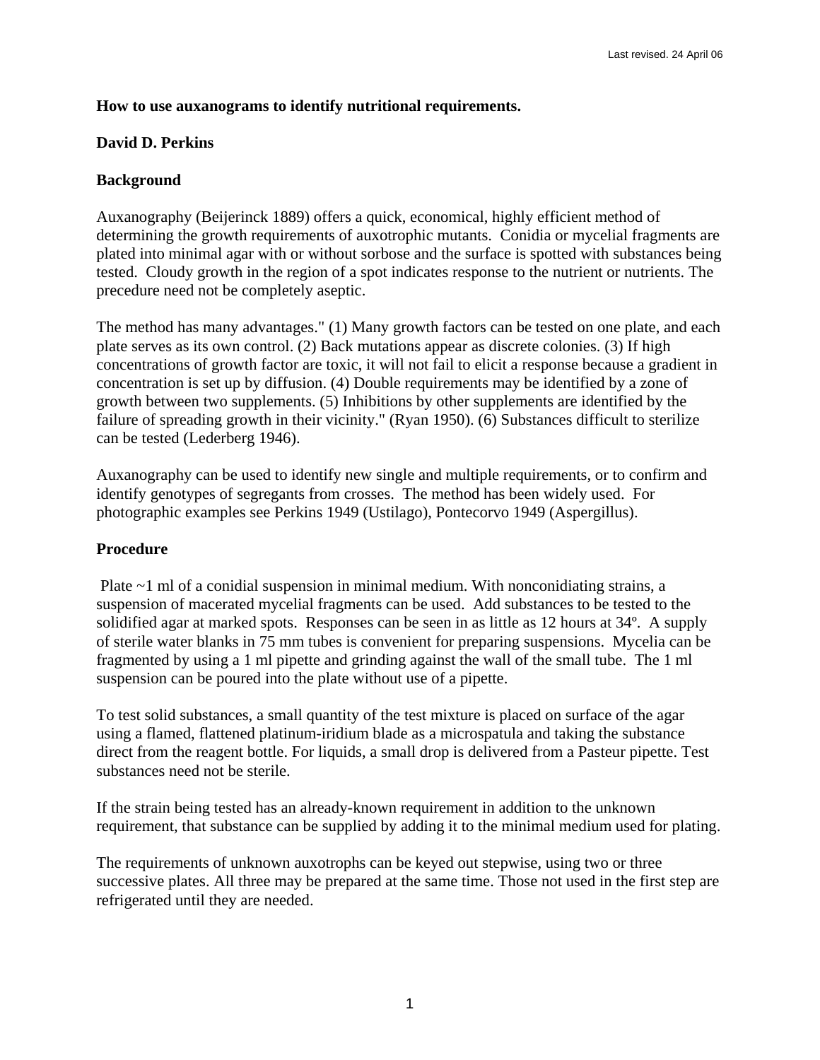Last revised. 24 April 06

**How to use auxanograms to identify nutritional requirements.**

**David D. Perkins**

## Background

Auxanography (Beijerinck 1889) offers a quick, economical, highly efficient method of determining the growth requirements of auxotrophic mutants. Conidia or mycelial fragments are plated into minimal agar with or without sorbose and the surface is spotted with substances being tested. Cloudy growth in the region of a spot indicates response to the nutrient or nutrients. The precedure need not be completely aseptic.

The method has many advantages." (1) Many growth factors can be tested on one plate, and each plate serves as its own control. (2) Back mutations appear as discrete colonies. (3) If high concentrations of growth factor are toxic, it will not fail to elicit a response because a gradient in concentration is set up by diffusion. (4) Double requirements may be identified by a zone of growth between two supplements. (5) Inhibitions by other supplements are identified by the failure of spreading growth in their vicinity." (Ryan 1950). (6) Substances difficult to sterilize can be tested (Lederberg 1946).

Auxanography can be used to identify new single and multiple requirements, or to confirm and identify genotypes of segregants from crosses. The method has been widely used. For photographic examples see Perkins 1949 (Ustilago), Pontecorvo 1949 (Aspergillus).

## Procedure

Plate ~1 ml of a conidial suspension in minimal medium. With nonconidiating strains, a suspension of macerated mycelial fragments can be used. Add substances to be tested to the solidified agar at marked spots. Responses can be seen in as little as 12 hours at 34º. A supply of sterile water blanks in 75 mm tubes is convenient for preparing suspensions. Mycelia can be fragmented by using a 1 ml pipette and grinding against the wall of the small tube. The 1 ml suspension can be poured into the plate without use of a pipette.

To test solid substances, a small quantity of the test mixture is placed on surface of the agar using a flamed, flattened platinum-iridium blade as a microspatula and taking the substance direct from the reagent bottle. For liquids, a small drop is delivered from a Pasteur pipette. Test substances need not be sterile.

If the strain being tested has an already-known requirement in addition to the unknown requirement, that substance can be supplied by adding it to the minimal medium used for plating.

The requirements of unknown auxotrophs can be keyed out stepwise, using two or three successive plates. All three may be prepared at the same time. Those not used in the first step are refrigerated until they are needed.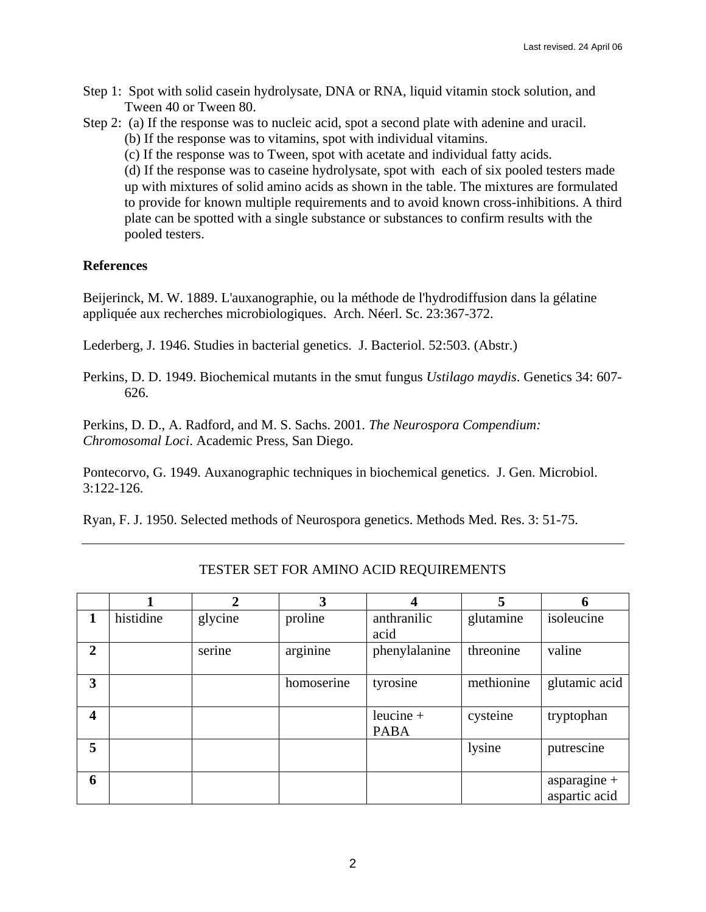Step 1: Spot with solid casein hydrolysate, DNA or RNA, liquid vitamin stock solution, and Tween 40 or Tween 80.

Step 2: (a) If the response was to nucleic acid, spot a second plate with adenine and uracil.

(b) If the response was to vitamins, spot with individual vitamins.

(c) If the response was to Tween, spot with acetate and individual fatty acids.

(d) If the response was to caseine hydrolysate, spot with each of six pooled testers made up with mixtures of solid amino acids as shown in the table. The mixtures are formulated to provide for known multiple requirements and to avoid known cross-inhibitions. A third plate can be spotted with a single substance or substances to confirm results with the pooled testers.

**References**

Beijerinck, M. W. 1889. L'auxanographie, ou la méthode de l'hydrodiffusion dans la gélatine appliquée aux recherches microbiologiques. Arch. Néerl. Sc. 23:367-372.

Lederberg, J. 1946. Studies in bacterial genetics. J. Bacteriol. 52:503. (Abstr.)

Perkins, D. D. 1949. Biochemical mutants in the smut fungus *Ustilago maydis*. Genetics 34: 607-626.

Perkins, D. D., A. Radford, and M. S. Sachs. 2001. *The Neurospora Compendium: Chromosomal Loci*. Academic Press, San Diego.

Pontecorvo, G. 1949. Auxanographic techniques in biochemical genetics. J. Gen. Microbiol. 3:122-126.

Ryan, F. J. 1950. Selected methods of Neurospora genetics. Methods Med. Res. 3: 51-75.

---

TESTER SET FOR AMINO ACID REQUIREMENTS

| | **1** | **2** | **3** | **4** | **5** | **6** |
|---|---|---|---|---|---|---|
| **1** | histidine | glycine | proline | anthranilic acid | glutamine | isoleucine |
| **2** | | serine | arginine | phenylalanine | threonine | valine |
| **3** | | | homoserine | tyrosine | methionine | glutamic acid |
| **4** | | | | leucine + PABA | cysteine | tryptophan |
| **5** | | | | | lysine | putrescine |
| **6** | | | | | | asparagine + aspartic acid |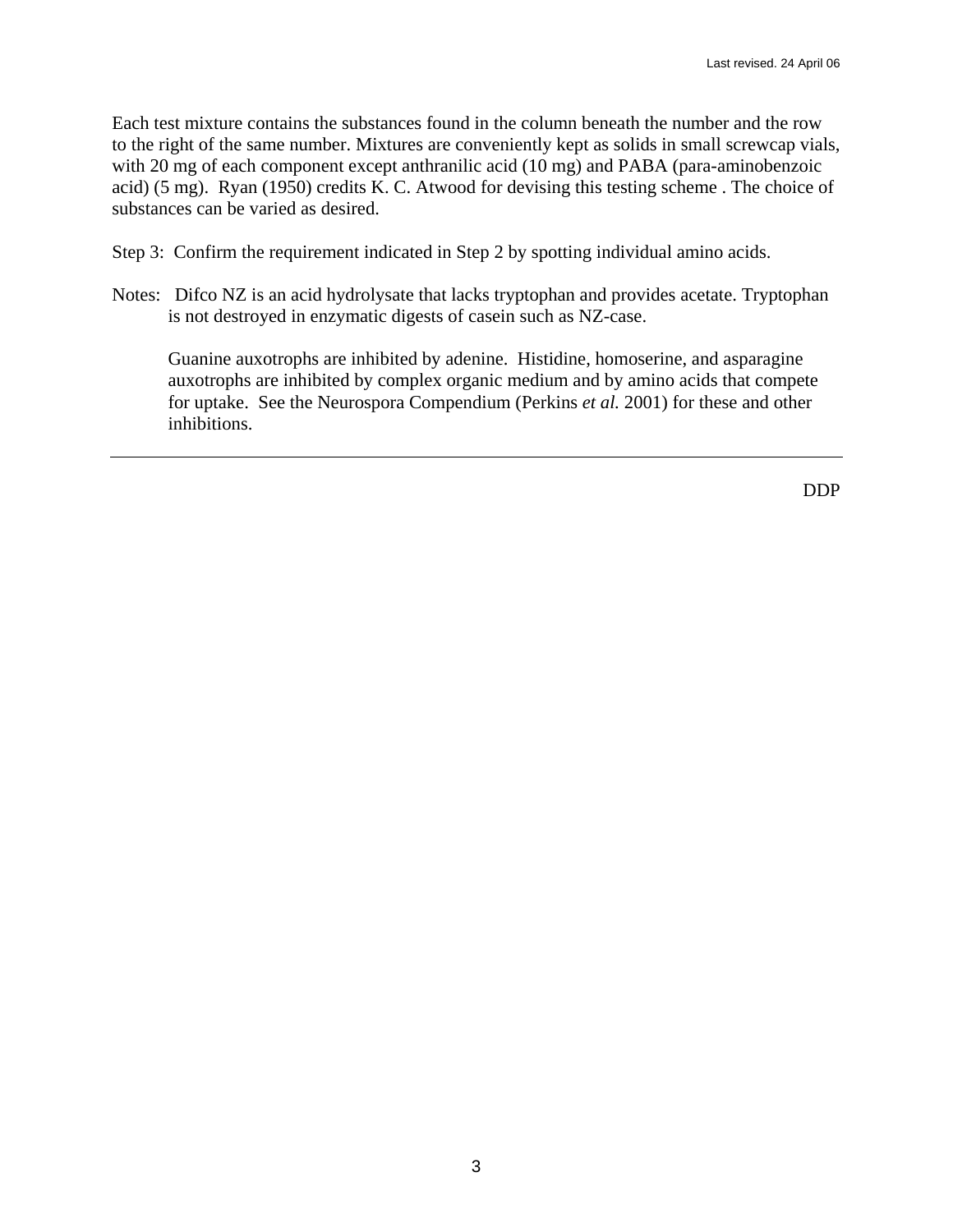Each test mixture contains the substances found in the column beneath the number and the row to the right of the same number. Mixtures are conveniently kept as solids in small screwcap vials, with 20 mg of each component except anthranilic acid (10 mg) and PABA (para-aminobenzoic acid) (5 mg). Ryan (1950) credits K. C. Atwood for devising this testing scheme . The choice of substances can be varied as desired.

Step 3: Confirm the requirement indicated in Step 2 by spotting individual amino acids.

Notes: Difco NZ is an acid hydrolysate that lacks tryptophan and provides acetate. Tryptophan is not destroyed in enzymatic digests of casein such as NZ-case.

Guanine auxotrophs are inhibited by adenine. Histidine, homoserine, and asparagine auxotrophs are inhibited by complex organic medium and by amino acids that compete for uptake. See the Neurospora Compendium (Perkins *et al.* 2001) for these and other inhibitions.

---

DDP